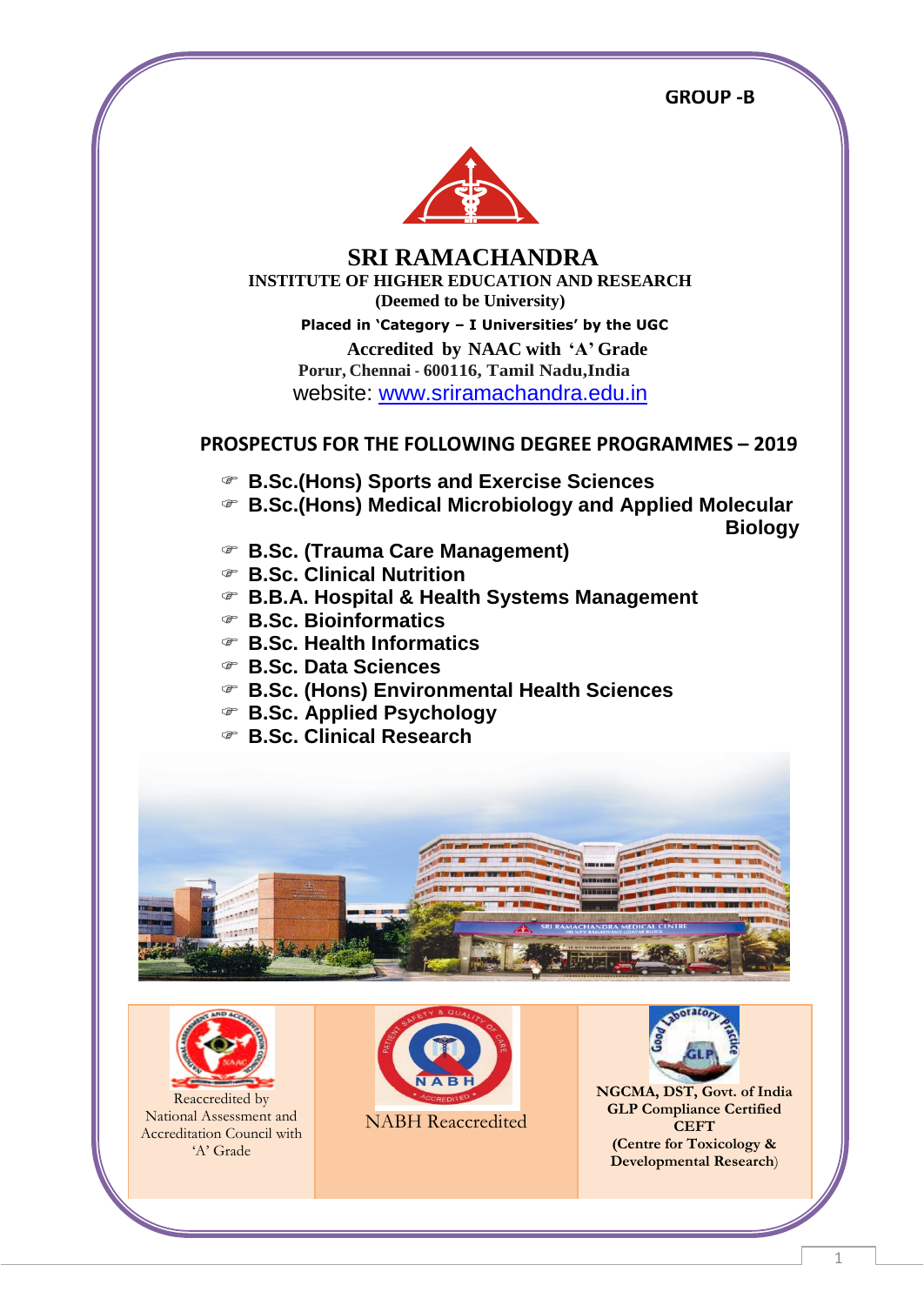GROUP -B

# SRI RAMACHANDRA

## INSTITUTE OF HIGHER EDUCATION AND RESEARCH

**(Deemed to be University)**

**Placed in 'Category – I Universities' by the UGC**

**Accredited by NAAC with 'A' Grade**

**Porur, Chennai - 600116, Tamil Nadu, India**

website: www.sriramachandra.edu.in

## PROSPECTUS FOR THE FOLLOWING DEGREE PROGRAMMES – 2019

- **B.Sc.(Hons) Sports and Exercise Sciences**
- **B.Sc.(Hons) Medical Microbiology and Applied Molecular Biology**
- **B.Sc. (Trauma Care Management)**
- **B.Sc. Clinical Nutrition**
- **B.B.A. Hospital & Health Systems Management**
- **B.Sc. Bioinformatics**
- **B.Sc. Health Informatics**
- **B.Sc. Data Sciences**
- **B.Sc. (Hons) Environmental Health Sciences**
- **B.Sc. Applied Psychology**
- **B.Sc. Clinical Research**

| Reaccredited by National Assessment and Accreditation Council with 'A' Grade | NABH Reaccredited | **NGCMA, DST, Govt. of India GLP Compliance Certified CEFT (Centre for Toxicology & Developmental Research)** |
|---|---|---|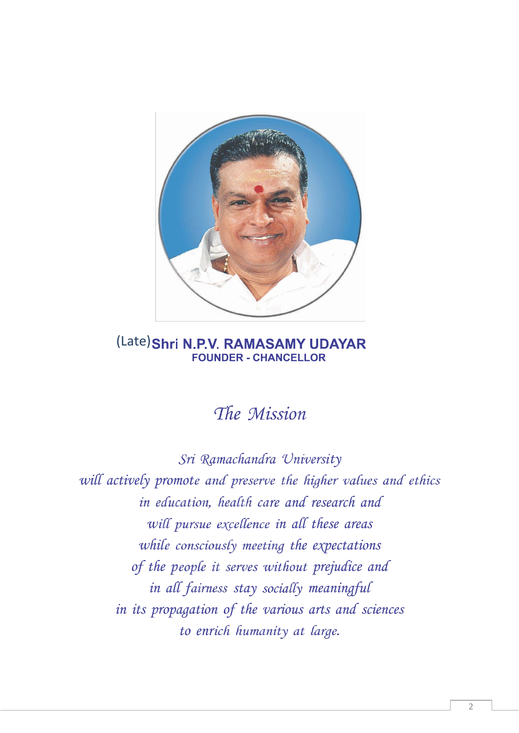(Late) **Shri N.P.V. RAMASAMY UDAYAR**
**FOUNDER - CHANCELLOR**

# *The Mission*

*Sri Ramachandra University*
*will actively promote and preserve the higher values and ethics*
*in education, health care and research and*
*will pursue excellence in all these areas*
*while consciously meeting the expectations*
*of the people it serves without prejudice and*
*in all fairness stay socially meaningful*
*in its propagation of the various arts and sciences*
*to enrich humanity at large.*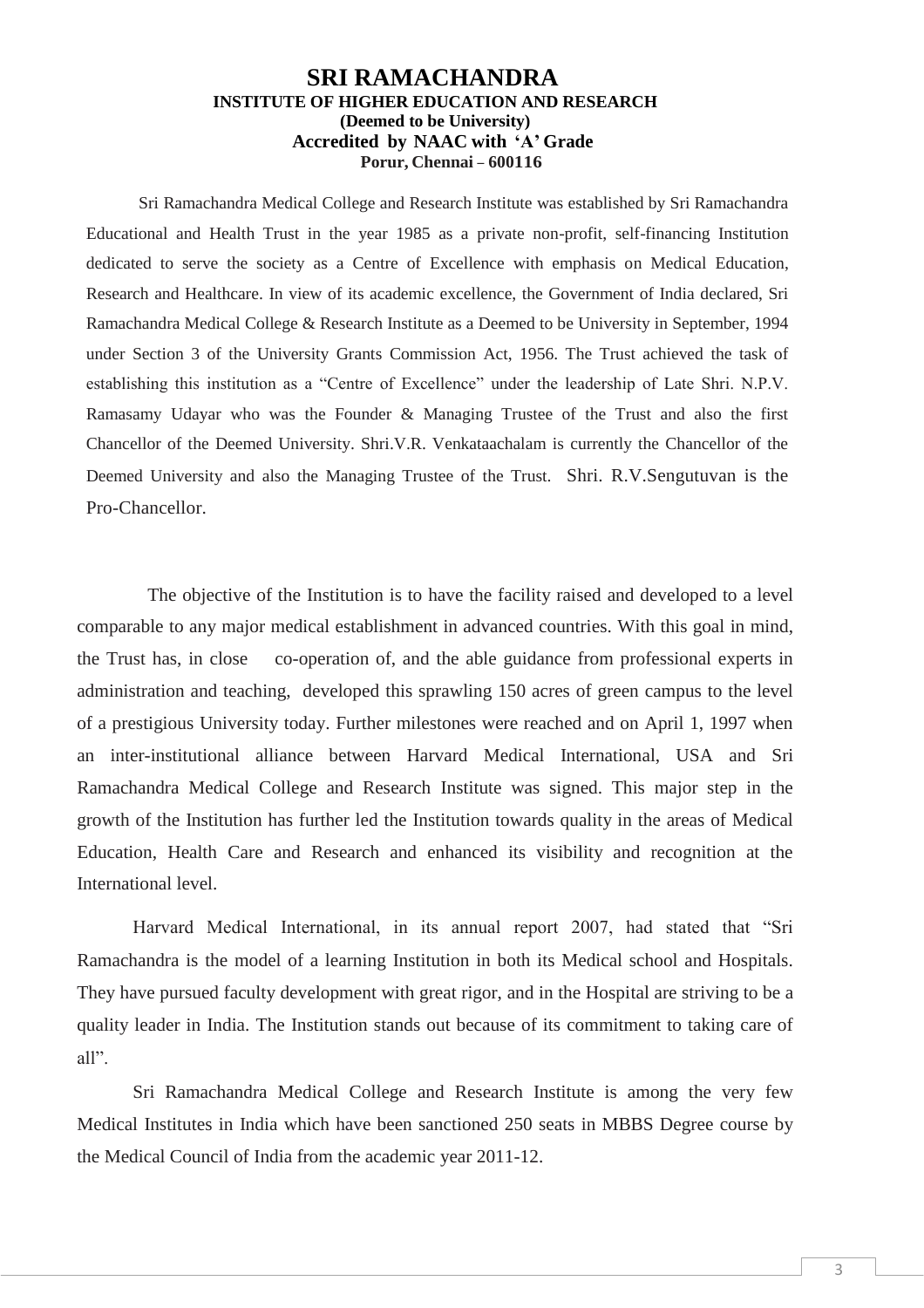# SRI RAMACHANDRA

**INSTITUTE OF HIGHER EDUCATION AND RESEARCH**
**(Deemed to be University)**
**Accredited by NAAC with 'A' Grade**
**Porur, Chennai – 600116**

Sri Ramachandra Medical College and Research Institute was established by Sri Ramachandra Educational and Health Trust in the year 1985 as a private non-profit, self-financing Institution dedicated to serve the society as a Centre of Excellence with emphasis on Medical Education, Research and Healthcare. In view of its academic excellence, the Government of India declared, Sri Ramachandra Medical College & Research Institute as a Deemed to be University in September, 1994 under Section 3 of the University Grants Commission Act, 1956. The Trust achieved the task of establishing this institution as a "Centre of Excellence" under the leadership of Late Shri. N.P.V. Ramasamy Udayar who was the Founder & Managing Trustee of the Trust and also the first Chancellor of the Deemed University. Shri.V.R. Venkataachalam is currently the Chancellor of the Deemed University and also the Managing Trustee of the Trust. Shri. R.V.Sengutuvan is the Pro-Chancellor.

The objective of the Institution is to have the facility raised and developed to a level comparable to any major medical establishment in advanced countries. With this goal in mind, the Trust has, in close co-operation of, and the able guidance from professional experts in administration and teaching, developed this sprawling 150 acres of green campus to the level of a prestigious University today. Further milestones were reached and on April 1, 1997 when an inter-institutional alliance between Harvard Medical International, USA and Sri Ramachandra Medical College and Research Institute was signed. This major step in the growth of the Institution has further led the Institution towards quality in the areas of Medical Education, Health Care and Research and enhanced its visibility and recognition at the International level.

Harvard Medical International, in its annual report 2007, had stated that "Sri Ramachandra is the model of a learning Institution in both its Medical school and Hospitals. They have pursued faculty development with great rigor, and in the Hospital are striving to be a quality leader in India. The Institution stands out because of its commitment to taking care of all".

Sri Ramachandra Medical College and Research Institute is among the very few Medical Institutes in India which have been sanctioned 250 seats in MBBS Degree course by the Medical Council of India from the academic year 2011-12.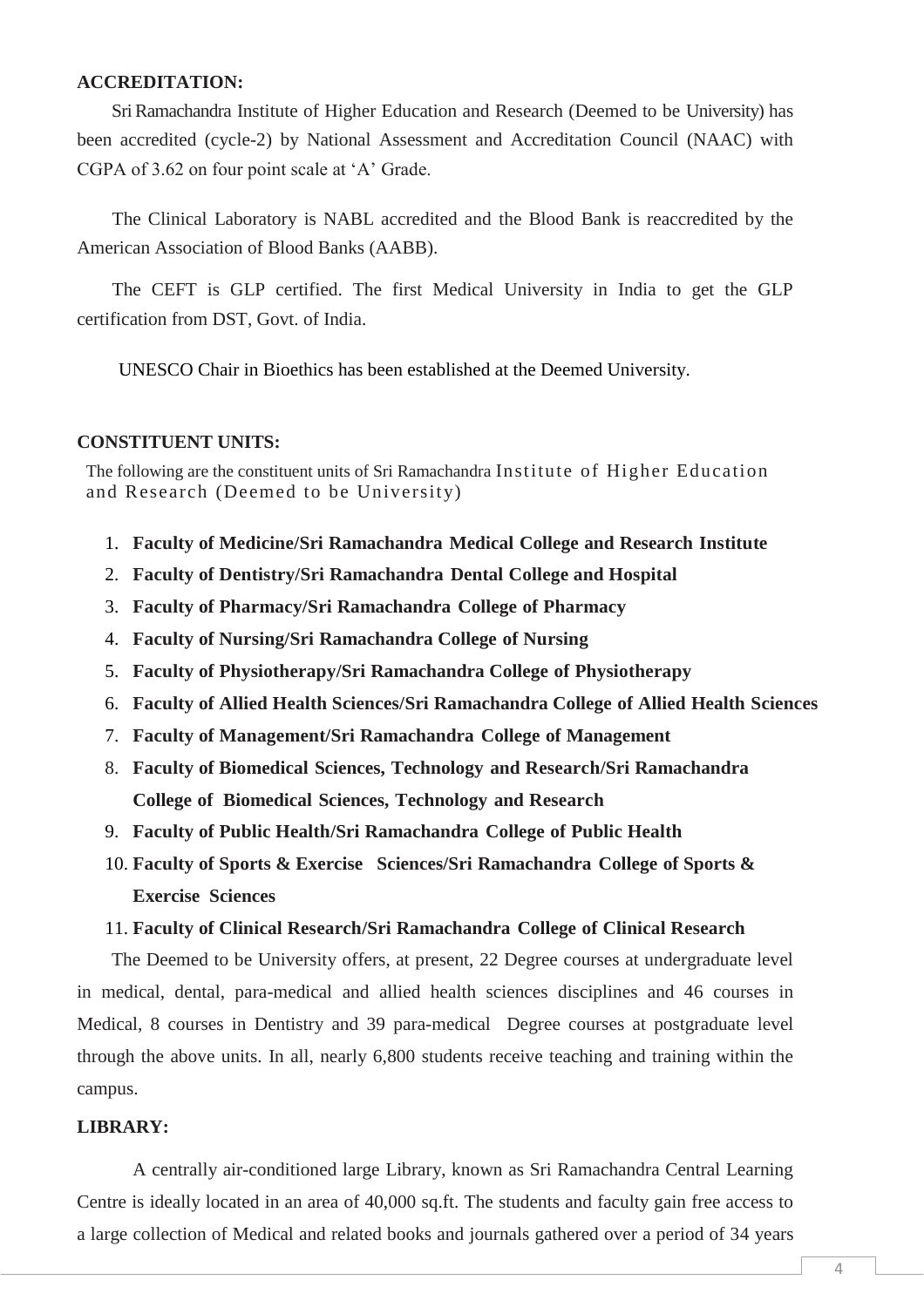**ACCREDITATION:**

Sri Ramachandra Institute of Higher Education and Research (Deemed to be University) has been accredited (cycle-2) by National Assessment and Accreditation Council (NAAC) with CGPA of 3.62 on four point scale at 'A' Grade.

The Clinical Laboratory is NABL accredited and the Blood Bank is reaccredited by the American Association of Blood Banks (AABB).

The CEFT is GLP certified. The first Medical University in India to get the GLP certification from DST, Govt. of India.

UNESCO Chair in Bioethics has been established at the Deemed University.

**CONSTITUENT UNITS:**

The following are the constituent units of Sri Ramachandra Institute of Higher Education and Research (Deemed to be University)

1. **Faculty of Medicine/Sri Ramachandra Medical College and Research Institute**
2. **Faculty of Dentistry/Sri Ramachandra Dental College and Hospital**
3. **Faculty of Pharmacy/Sri Ramachandra College of Pharmacy**
4. **Faculty of Nursing/Sri Ramachandra College of Nursing**
5. **Faculty of Physiotherapy/Sri Ramachandra College of Physiotherapy**
6. **Faculty of Allied Health Sciences/Sri Ramachandra College of Allied Health Sciences**
7. **Faculty of Management/Sri Ramachandra College of Management**
8. **Faculty of Biomedical Sciences, Technology and Research/Sri Ramachandra College of Biomedical Sciences, Technology and Research**
9. **Faculty of Public Health/Sri Ramachandra College of Public Health**
10. **Faculty of Sports & Exercise Sciences/Sri Ramachandra College of Sports & Exercise Sciences**
11. **Faculty of Clinical Research/Sri Ramachandra College of Clinical Research**

The Deemed to be University offers, at present, 22 Degree courses at undergraduate level in medical, dental, para-medical and allied health sciences disciplines and 46 courses in Medical, 8 courses in Dentistry and 39 para-medical Degree courses at postgraduate level through the above units. In all, nearly 6,800 students receive teaching and training within the campus.

**LIBRARY:**

A centrally air-conditioned large Library, known as Sri Ramachandra Central Learning Centre is ideally located in an area of 40,000 sq.ft. The students and faculty gain free access to a large collection of Medical and related books and journals gathered over a period of 34 years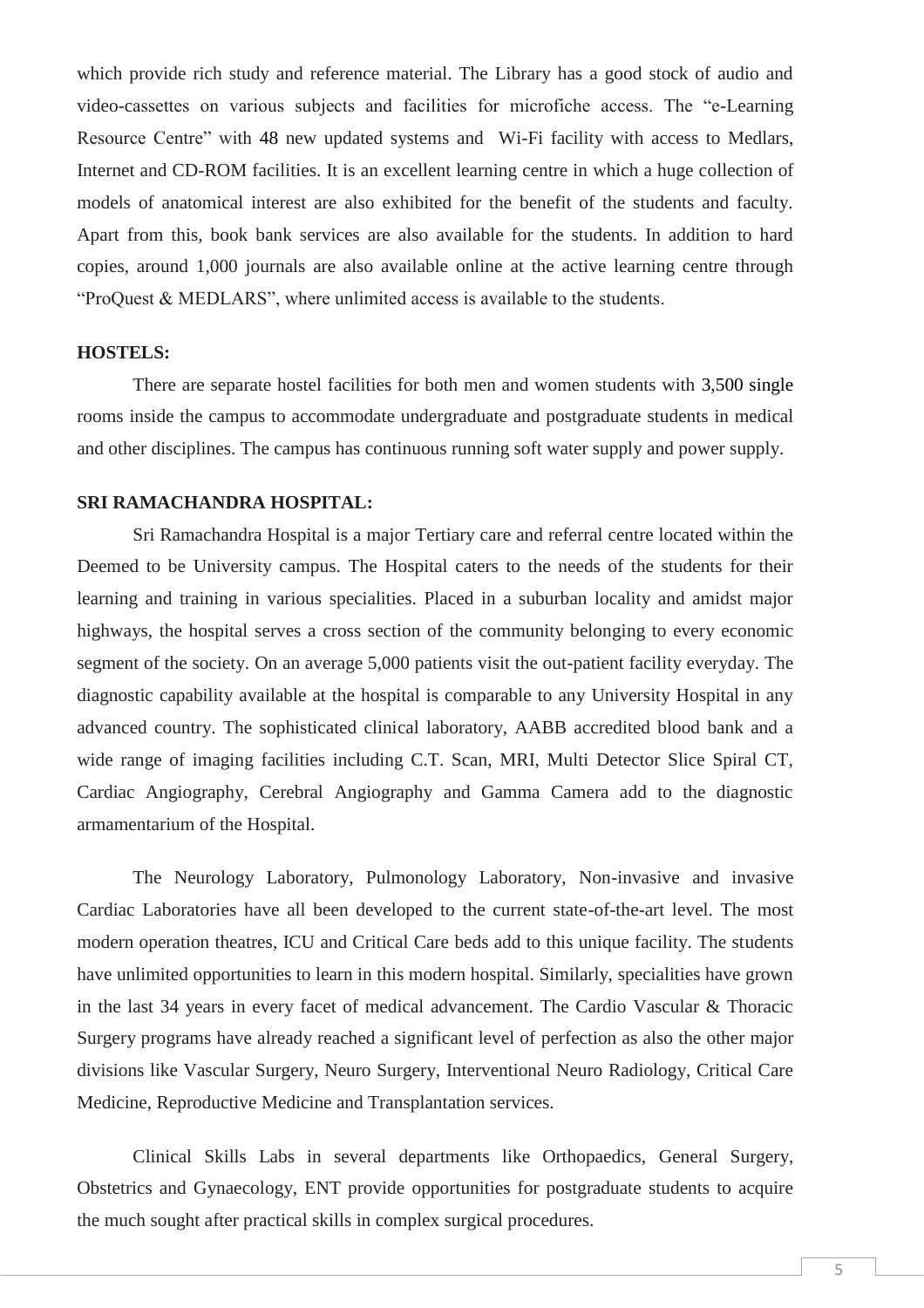which provide rich study and reference material. The Library has a good stock of audio and video-cassettes on various subjects and facilities for microfiche access. The "e-Learning Resource Centre" with 48 new updated systems and Wi-Fi facility with access to Medlars, Internet and CD-ROM facilities. It is an excellent learning centre in which a huge collection of models of anatomical interest are also exhibited for the benefit of the students and faculty. Apart from this, book bank services are also available for the students. In addition to hard copies, around 1,000 journals are also available online at the active learning centre through "ProQuest & MEDLARS", where unlimited access is available to the students.

**HOSTELS:**

There are separate hostel facilities for both men and women students with 3,500 single rooms inside the campus to accommodate undergraduate and postgraduate students in medical and other disciplines. The campus has continuous running soft water supply and power supply.

**SRI RAMACHANDRA HOSPITAL:**

Sri Ramachandra Hospital is a major Tertiary care and referral centre located within the Deemed to be University campus. The Hospital caters to the needs of the students for their learning and training in various specialities. Placed in a suburban locality and amidst major highways, the hospital serves a cross section of the community belonging to every economic segment of the society. On an average 5,000 patients visit the out-patient facility everyday. The diagnostic capability available at the hospital is comparable to any University Hospital in any advanced country. The sophisticated clinical laboratory, AABB accredited blood bank and a wide range of imaging facilities including C.T. Scan, MRI, Multi Detector Slice Spiral CT, Cardiac Angiography, Cerebral Angiography and Gamma Camera add to the diagnostic armamentarium of the Hospital.

The Neurology Laboratory, Pulmonology Laboratory, Non-invasive and invasive Cardiac Laboratories have all been developed to the current state-of-the-art level. The most modern operation theatres, ICU and Critical Care beds add to this unique facility. The students have unlimited opportunities to learn in this modern hospital. Similarly, specialities have grown in the last 34 years in every facet of medical advancement. The Cardio Vascular & Thoracic Surgery programs have already reached a significant level of perfection as also the other major divisions like Vascular Surgery, Neuro Surgery, Interventional Neuro Radiology, Critical Care Medicine, Reproductive Medicine and Transplantation services.

Clinical Skills Labs in several departments like Orthopaedics, General Surgery, Obstetrics and Gynaecology, ENT provide opportunities for postgraduate students to acquire the much sought after practical skills in complex surgical procedures.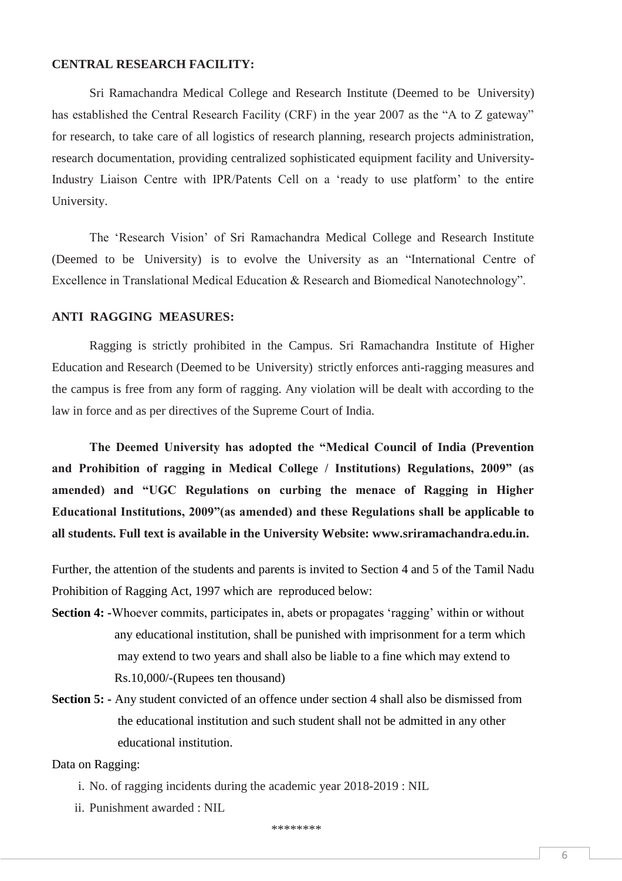**CENTRAL RESEARCH FACILITY:**

Sri Ramachandra Medical College and Research Institute (Deemed to be University) has established the Central Research Facility (CRF) in the year 2007 as the "A to Z gateway" for research, to take care of all logistics of research planning, research projects administration, research documentation, providing centralized sophisticated equipment facility and University-Industry Liaison Centre with IPR/Patents Cell on a 'ready to use platform' to the entire University.

The 'Research Vision' of Sri Ramachandra Medical College and Research Institute (Deemed to be University) is to evolve the University as an "International Centre of Excellence in Translational Medical Education & Research and Biomedical Nanotechnology".

**ANTI RAGGING MEASURES:**

Ragging is strictly prohibited in the Campus. Sri Ramachandra Institute of Higher Education and Research (Deemed to be University) strictly enforces anti-ragging measures and the campus is free from any form of ragging. Any violation will be dealt with according to the law in force and as per directives of the Supreme Court of India.

**The Deemed University has adopted the "Medical Council of India (Prevention and Prohibition of ragging in Medical College / Institutions) Regulations, 2009" (as amended) and "UGC Regulations on curbing the menace of Ragging in Higher Educational Institutions, 2009"(as amended) and these Regulations shall be applicable to all students. Full text is available in the University Website: www.sriramachandra.edu.in.**

Further, the attention of the students and parents is invited to Section 4 and 5 of the Tamil Nadu Prohibition of Ragging Act, 1997 which are reproduced below:

**Section 4: -**Whoever commits, participates in, abets or propagates 'ragging' within or without any educational institution, shall be punished with imprisonment for a term which may extend to two years and shall also be liable to a fine which may extend to Rs.10,000/-(Rupees ten thousand)

**Section 5: -** Any student convicted of an offence under section 4 shall also be dismissed from the educational institution and such student shall not be admitted in any other educational institution.

Data on Ragging:

i. No. of ragging incidents during the academic year 2018-2019 : NIL

ii. Punishment awarded : NIL

********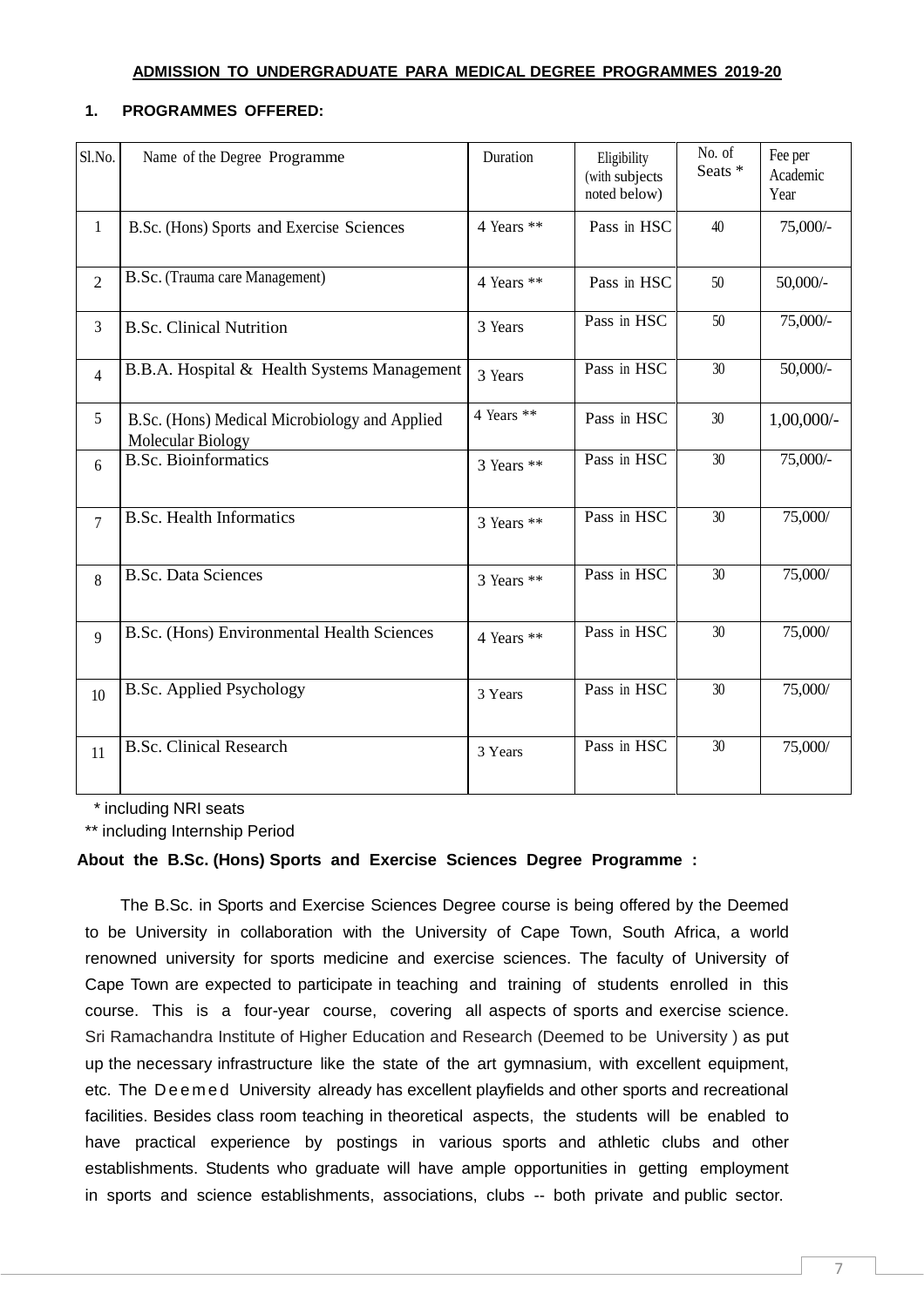**ADMISSION TO UNDERGRADUATE PARA MEDICAL DEGREE PROGRAMMES 2019-20**

**1. PROGRAMMES OFFERED:**

| Sl.No. | Name of the Degree Programme | Duration | Eligibility (with subjects noted below) | No. of Seats * | Fee per Academic Year |
|---|---|---|---|---|---|
| 1 | B.Sc. (Hons) Sports and Exercise Sciences | 4 Years ** | Pass in HSC | 40 | 75,000/- |
| 2 | B.Sc. (Trauma care Management) | 4 Years ** | Pass in HSC | 50 | 50,000/- |
| 3 | B.Sc. Clinical Nutrition | 3 Years | Pass in HSC | 50 | 75,000/- |
| 4 | B.B.A. Hospital & Health Systems Management | 3 Years | Pass in HSC | 30 | 50,000/- |
| 5 | B.Sc. (Hons) Medical Microbiology and Applied Molecular Biology | 4 Years ** | Pass in HSC | 30 | 1,00,000/- |
| 6 | B.Sc. Bioinformatics | 3 Years ** | Pass in HSC | 30 | 75,000/- |
| 7 | B.Sc. Health Informatics | 3 Years ** | Pass in HSC | 30 | 75,000/ |
| 8 | B.Sc. Data Sciences | 3 Years ** | Pass in HSC | 30 | 75,000/ |
| 9 | B.Sc. (Hons) Environmental Health Sciences | 4 Years ** | Pass in HSC | 30 | 75,000/ |
| 10 | B.Sc. Applied Psychology | 3 Years | Pass in HSC | 30 | 75,000/ |
| 11 | B.Sc. Clinical Research | 3 Years | Pass in HSC | 30 | 75,000/ |

\* including NRI seats

\*\* including Internship Period

**About the B.Sc. (Hons) Sports and Exercise Sciences Degree Programme :**

The B.Sc. in Sports and Exercise Sciences Degree course is being offered by the Deemed to be University in collaboration with the University of Cape Town, South Africa, a world renowned university for sports medicine and exercise sciences. The faculty of University of Cape Town are expected to participate in teaching and training of students enrolled in this course. This is a four-year course, covering all aspects of sports and exercise science. Sri Ramachandra Institute of Higher Education and Research (Deemed to be University ) as put up the necessary infrastructure like the state of the art gymnasium, with excellent equipment, etc. The Deemed University already has excellent playfields and other sports and recreational facilities. Besides class room teaching in theoretical aspects, the students will be enabled to have practical experience by postings in various sports and athletic clubs and other establishments. Students who graduate will have ample opportunities in getting employment in sports and science establishments, associations, clubs -- both private and public sector.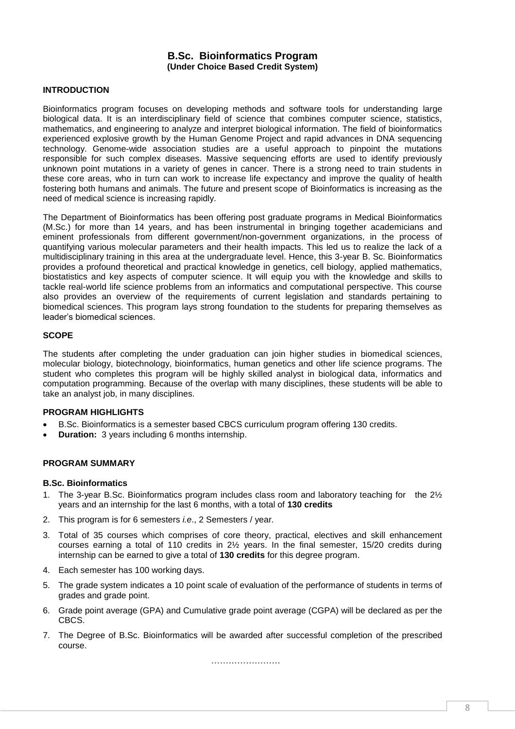# B.Sc. Bioinformatics Program
**(Under Choice Based Credit System)**

## INTRODUCTION

Bioinformatics program focuses on developing methods and software tools for understanding large biological data. It is an interdisciplinary field of science that combines computer science, statistics, mathematics, and engineering to analyze and interpret biological information. The field of bioinformatics experienced explosive growth by the Human Genome Project and rapid advances in DNA sequencing technology. Genome-wide association studies are a useful approach to pinpoint the mutations responsible for such complex diseases. Massive sequencing efforts are used to identify previously unknown point mutations in a variety of genes in cancer. There is a strong need to train students in these core areas, who in turn can work to increase life expectancy and improve the quality of health fostering both humans and animals. The future and present scope of Bioinformatics is increasing as the need of medical science is increasing rapidly.

The Department of Bioinformatics has been offering post graduate programs in Medical Bioinformatics (M.Sc.) for more than 14 years, and has been instrumental in bringing together academicians and eminent professionals from different government/non-government organizations, in the process of quantifying various molecular parameters and their health impacts. This led us to realize the lack of a multidisciplinary training in this area at the undergraduate level. Hence, this 3-year B. Sc. Bioinformatics provides a profound theoretical and practical knowledge in genetics, cell biology, applied mathematics, biostatistics and key aspects of computer science. It will equip you with the knowledge and skills to tackle real-world life science problems from an informatics and computational perspective. This course also provides an overview of the requirements of current legislation and standards pertaining to biomedical sciences. This program lays strong foundation to the students for preparing themselves as leader's biomedical sciences.

## SCOPE

The students after completing the under graduation can join higher studies in biomedical sciences, molecular biology, biotechnology, bioinformatics, human genetics and other life science programs. The student who completes this program will be highly skilled analyst in biological data, informatics and computation programming. Because of the overlap with many disciplines, these students will be able to take an analyst job, in many disciplines.

## PROGRAM HIGHLIGHTS

- B.Sc. Bioinformatics is a semester based CBCS curriculum program offering 130 credits.
- **Duration:** 3 years including 6 months internship.

## PROGRAM SUMMARY

### B.Sc. Bioinformatics

1. The 3-year B.Sc. Bioinformatics program includes class room and laboratory teaching for the 2½ years and an internship for the last 6 months, with a total of **130 credits**
2. This program is for 6 semesters *i.e*., 2 Semesters / year.
3. Total of 35 courses which comprises of core theory, practical, electives and skill enhancement courses earning a total of 110 credits in 2½ years. In the final semester, 15/20 credits during internship can be earned to give a total of **130 credits** for this degree program.
4. Each semester has 100 working days.
5. The grade system indicates a 10 point scale of evaluation of the performance of students in terms of grades and grade point.
6. Grade point average (GPA) and Cumulative grade point average (CGPA) will be declared as per the CBCS.
7. The Degree of B.Sc. Bioinformatics will be awarded after successful completion of the prescribed course.

……………………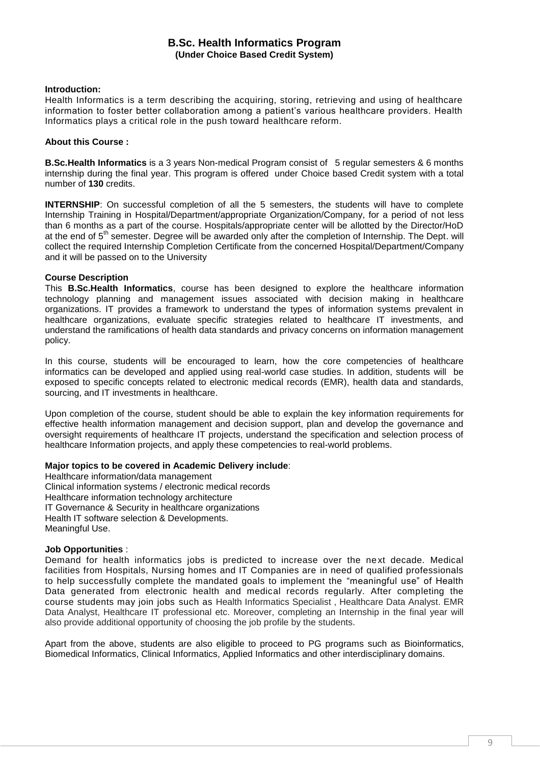# B.Sc. Health Informatics Program

**(Under Choice Based Credit System)**

**Introduction:**

Health Informatics is a term describing the acquiring, storing, retrieving and using of healthcare information to foster better collaboration among a patient's various healthcare providers. Health Informatics plays a critical role in the push toward healthcare reform.

**About this Course :**

**B.Sc.Health Informatics** is a 3 years Non-medical Program consist of 5 regular semesters & 6 months internship during the final year. This program is offered under Choice based Credit system with a total number of **130** credits.

**INTERNSHIP**: On successful completion of all the 5 semesters, the students will have to complete Internship Training in Hospital/Department/appropriate Organization/Company, for a period of not less than 6 months as a part of the course. Hospitals/appropriate center will be allotted by the Director/HoD at the end of 5th semester. Degree will be awarded only after the completion of Internship. The Dept. will collect the required Internship Completion Certificate from the concerned Hospital/Department/Company and it will be passed on to the University

**Course Description**

This **B.Sc.Health Informatics**, course has been designed to explore the healthcare information technology planning and management issues associated with decision making in healthcare organizations. IT provides a framework to understand the types of information systems prevalent in healthcare organizations, evaluate specific strategies related to healthcare IT investments, and understand the ramifications of health data standards and privacy concerns on information management policy.

In this course, students will be encouraged to learn, how the core competencies of healthcare informatics can be developed and applied using real-world case studies. In addition, students will be exposed to specific concepts related to electronic medical records (EMR), health data and standards, sourcing, and IT investments in healthcare.

Upon completion of the course, student should be able to explain the key information requirements for effective health information management and decision support, plan and develop the governance and oversight requirements of healthcare IT projects, understand the specification and selection process of healthcare Information projects, and apply these competencies to real-world problems.

**Major topics to be covered in Academic Delivery include**:

Healthcare information/data management
Clinical information systems / electronic medical records
Healthcare information technology architecture
IT Governance & Security in healthcare organizations
Health IT software selection & Developments.
Meaningful Use.

**Job Opportunities** :

Demand for health informatics jobs is predicted to increase over the next decade. Medical facilities from Hospitals, Nursing homes and IT Companies are in need of qualified professionals to help successfully complete the mandated goals to implement the "meaningful use" of Health Data generated from electronic health and medical records regularly. After completing the course students may join jobs such as Health Informatics Specialist , Healthcare Data Analyst. EMR Data Analyst, Healthcare IT professional etc. Moreover, completing an Internship in the final year will also provide additional opportunity of choosing the job profile by the students.

Apart from the above, students are also eligible to proceed to PG programs such as Bioinformatics, Biomedical Informatics, Clinical Informatics, Applied Informatics and other interdisciplinary domains.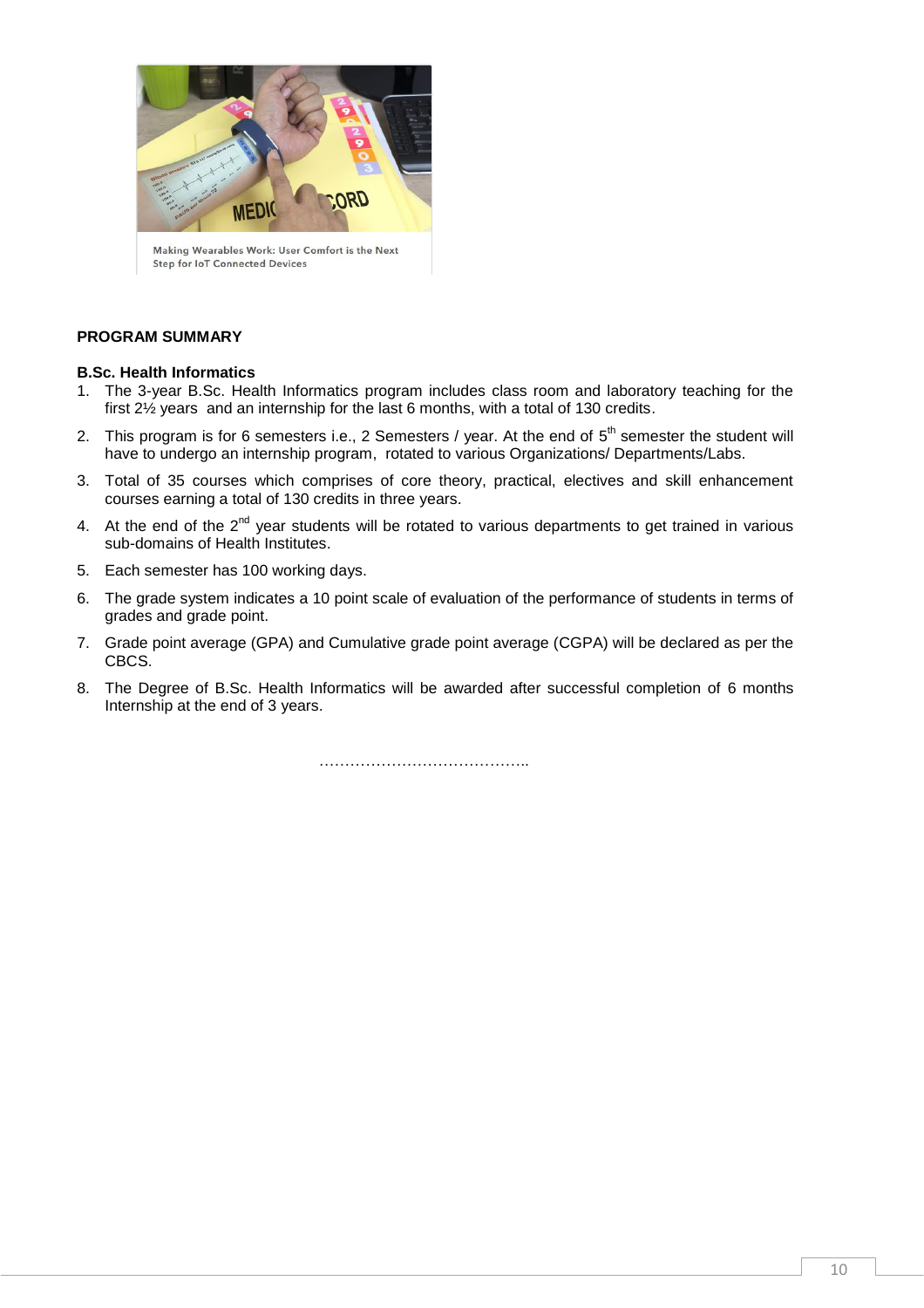Making Wearables Work: User Comfort is the Next Step for IoT Connected Devices

**PROGRAM SUMMARY**

**B.Sc. Health Informatics**

1. The 3-year B.Sc. Health Informatics program includes class room and laboratory teaching for the first 2½ years and an internship for the last 6 months, with a total of 130 credits.
2. This program is for 6 semesters i.e., 2 Semesters / year. At the end of 5th semester the student will have to undergo an internship program, rotated to various Organizations/ Departments/Labs.
3. Total of 35 courses which comprises of core theory, practical, electives and skill enhancement courses earning a total of 130 credits in three years.
4. At the end of the 2nd year students will be rotated to various departments to get trained in various sub-domains of Health Institutes.
5. Each semester has 100 working days.
6. The grade system indicates a 10 point scale of evaluation of the performance of students in terms of grades and grade point.
7. Grade point average (GPA) and Cumulative grade point average (CGPA) will be declared as per the CBCS.
8. The Degree of B.Sc. Health Informatics will be awarded after successful completion of 6 months Internship at the end of 3 years.

…………………………………..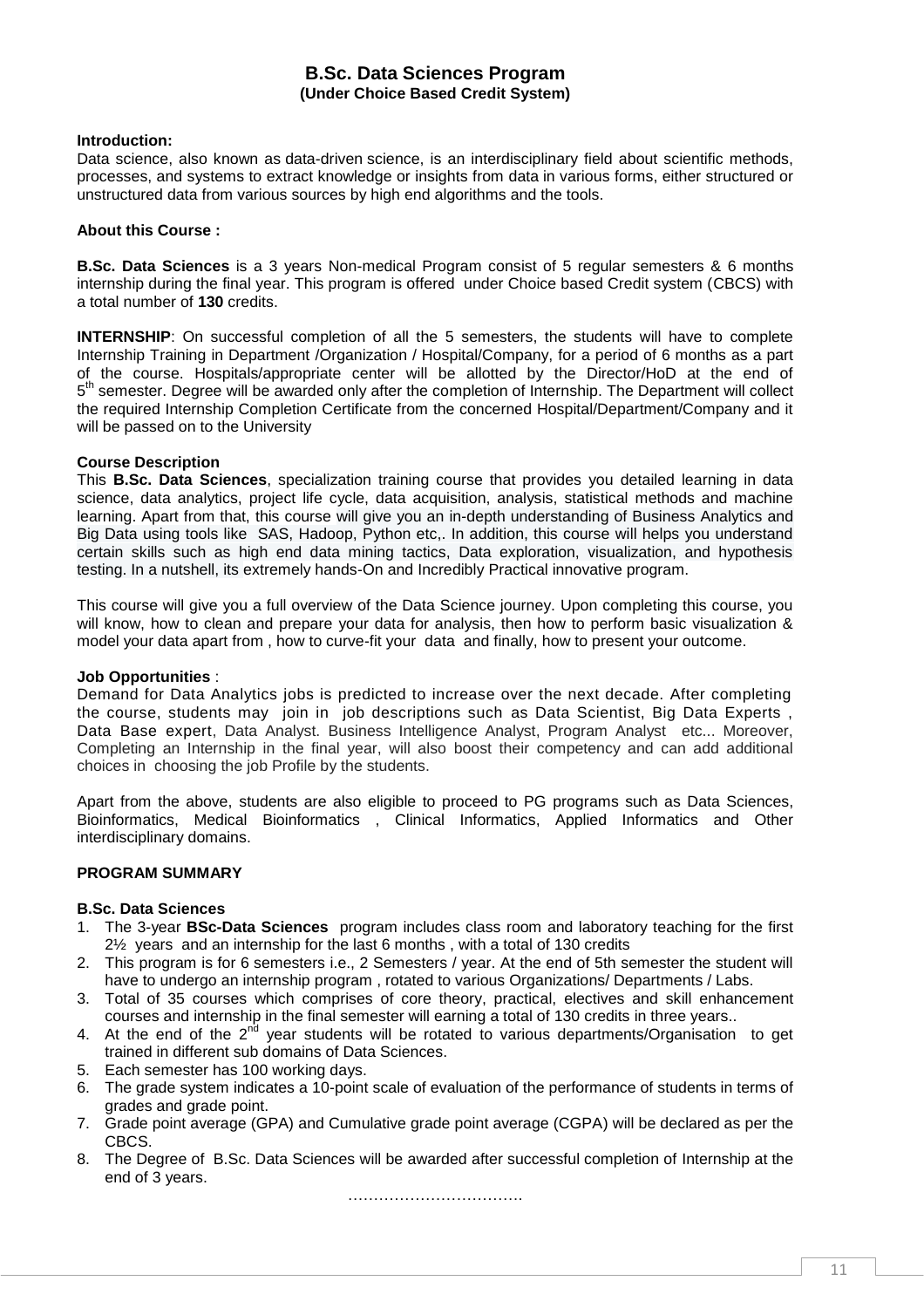# B.Sc. Data Sciences Program
**(Under Choice Based Credit System)**

**Introduction:**
Data science, also known as data-driven science, is an interdisciplinary field about scientific methods, processes, and systems to extract knowledge or insights from data in various forms, either structured or unstructured data from various sources by high end algorithms and the tools.

**About this Course :**

**B.Sc. Data Sciences** is a 3 years Non-medical Program consist of 5 regular semesters & 6 months internship during the final year. This program is offered under Choice based Credit system (CBCS) with a total number of **130** credits.

**INTERNSHIP**: On successful completion of all the 5 semesters, the students will have to complete Internship Training in Department /Organization / Hospital/Company, for a period of 6 months as a part of the course. Hospitals/appropriate center will be allotted by the Director/HoD at the end of 5th semester. Degree will be awarded only after the completion of Internship. The Department will collect the required Internship Completion Certificate from the concerned Hospital/Department/Company and it will be passed on to the University

**Course Description**
This **B.Sc. Data Sciences**, specialization training course that provides you detailed learning in data science, data analytics, project life cycle, data acquisition, analysis, statistical methods and machine learning. Apart from that, this course will give you an in-depth understanding of Business Analytics and Big Data using tools like SAS, Hadoop, Python etc,. In addition, this course will helps you understand certain skills such as high end data mining tactics, Data exploration, visualization, and hypothesis testing. In a nutshell, its extremely hands-On and Incredibly Practical innovative program.

This course will give you a full overview of the Data Science journey. Upon completing this course, you will know, how to clean and prepare your data for analysis, then how to perform basic visualization & model your data apart from , how to curve-fit your data and finally, how to present your outcome.

**Job Opportunities** :
Demand for Data Analytics jobs is predicted to increase over the next decade. After completing the course, students may join in job descriptions such as Data Scientist, Big Data Experts , Data Base expert, Data Analyst. Business Intelligence Analyst, Program Analyst etc... Moreover, Completing an Internship in the final year, will also boost their competency and can add additional choices in choosing the job Profile by the students.

Apart from the above, students are also eligible to proceed to PG programs such as Data Sciences, Bioinformatics, Medical Bioinformatics , Clinical Informatics, Applied Informatics and Other interdisciplinary domains.

**PROGRAM SUMMARY**

**B.Sc. Data Sciences**

1. The 3-year **BSc-Data Sciences** program includes class room and laboratory teaching for the first 2½ years and an internship for the last 6 months , with a total of 130 credits
2. This program is for 6 semesters i.e., 2 Semesters / year. At the end of 5th semester the student will have to undergo an internship program , rotated to various Organizations/ Departments / Labs.
3. Total of 35 courses which comprises of core theory, practical, electives and skill enhancement courses and internship in the final semester will earning a total of 130 credits in three years..
4. At the end of the 2nd year students will be rotated to various departments/Organisation to get trained in different sub domains of Data Sciences.
5. Each semester has 100 working days.
6. The grade system indicates a 10-point scale of evaluation of the performance of students in terms of grades and grade point.
7. Grade point average (GPA) and Cumulative grade point average (CGPA) will be declared as per the CBCS.
8. The Degree of B.Sc. Data Sciences will be awarded after successful completion of Internship at the end of 3 years.

…………………………….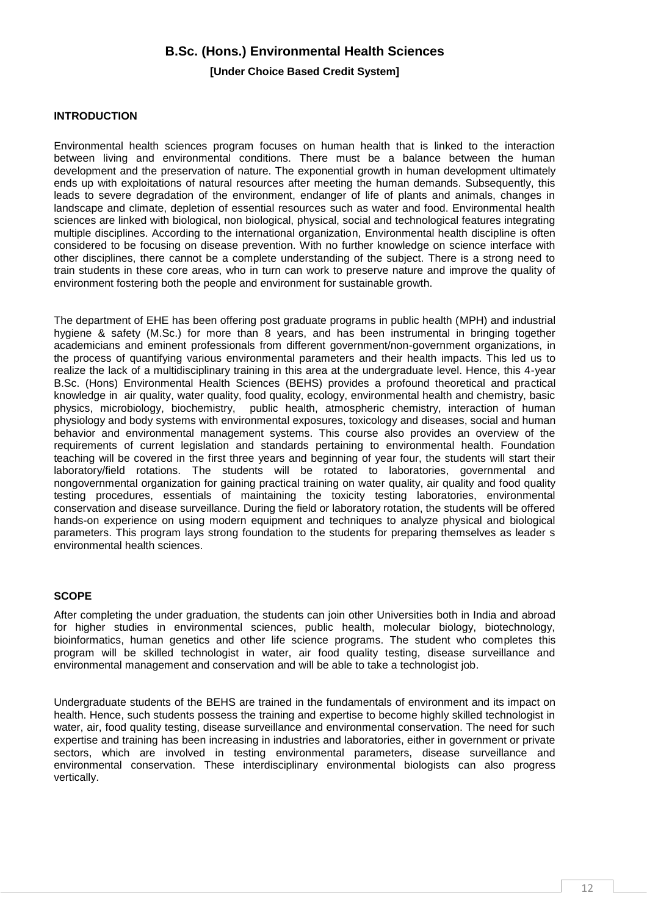# B.Sc. (Hons.) Environmental Health Sciences

**[Under Choice Based Credit System]**

## INTRODUCTION

Environmental health sciences program focuses on human health that is linked to the interaction between living and environmental conditions. There must be a balance between the human development and the preservation of nature. The exponential growth in human development ultimately ends up with exploitations of natural resources after meeting the human demands. Subsequently, this leads to severe degradation of the environment, endanger of life of plants and animals, changes in landscape and climate, depletion of essential resources such as water and food. Environmental health sciences are linked with biological, non biological, physical, social and technological features integrating multiple disciplines. According to the international organization, Environmental health discipline is often considered to be focusing on disease prevention. With no further knowledge on science interface with other disciplines, there cannot be a complete understanding of the subject. There is a strong need to train students in these core areas, who in turn can work to preserve nature and improve the quality of environment fostering both the people and environment for sustainable growth.

The department of EHE has been offering post graduate programs in public health (MPH) and industrial hygiene & safety (M.Sc.) for more than 8 years, and has been instrumental in bringing together academicians and eminent professionals from different government/non-government organizations, in the process of quantifying various environmental parameters and their health impacts. This led us to realize the lack of a multidisciplinary training in this area at the undergraduate level. Hence, this 4-year B.Sc. (Hons) Environmental Health Sciences (BEHS) provides a profound theoretical and practical knowledge in air quality, water quality, food quality, ecology, environmental health and chemistry, basic physics, microbiology, biochemistry, public health, atmospheric chemistry, interaction of human physiology and body systems with environmental exposures, toxicology and diseases, social and human behavior and environmental management systems. This course also provides an overview of the requirements of current legislation and standards pertaining to environmental health. Foundation teaching will be covered in the first three years and beginning of year four, the students will start their laboratory/field rotations. The students will be rotated to laboratories, governmental and nongovernmental organization for gaining practical training on water quality, air quality and food quality testing procedures, essentials of maintaining the toxicity testing laboratories, environmental conservation and disease surveillance. During the field or laboratory rotation, the students will be offered hands-on experience on using modern equipment and techniques to analyze physical and biological parameters. This program lays strong foundation to the students for preparing themselves as leader s environmental health sciences.

## SCOPE

After completing the under graduation, the students can join other Universities both in India and abroad for higher studies in environmental sciences, public health, molecular biology, biotechnology, bioinformatics, human genetics and other life science programs. The student who completes this program will be skilled technologist in water, air food quality testing, disease surveillance and environmental management and conservation and will be able to take a technologist job.

Undergraduate students of the BEHS are trained in the fundamentals of environment and its impact on health. Hence, such students possess the training and expertise to become highly skilled technologist in water, air, food quality testing, disease surveillance and environmental conservation. The need for such expertise and training has been increasing in industries and laboratories, either in government or private sectors, which are involved in testing environmental parameters, disease surveillance and environmental conservation. These interdisciplinary environmental biologists can also progress vertically.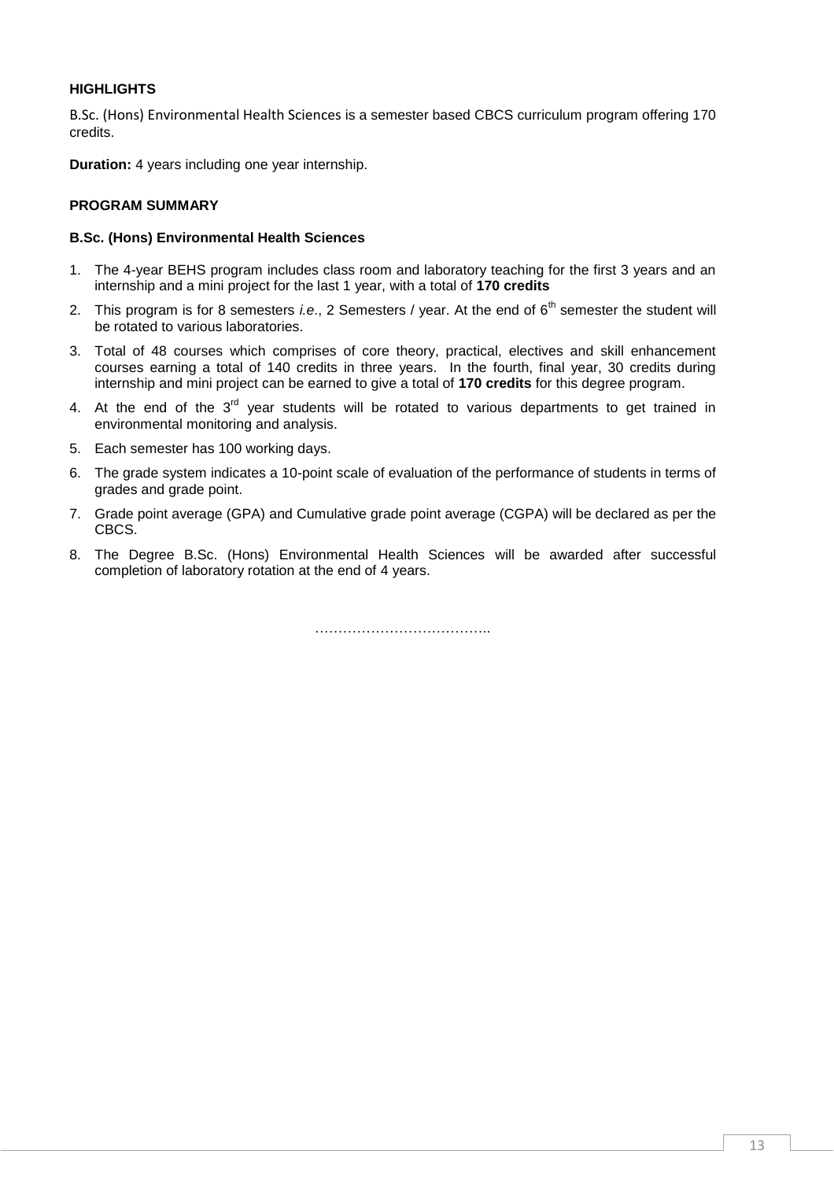**HIGHLIGHTS**

B.Sc. (Hons) Environmental Health Sciences is a semester based CBCS curriculum program offering 170 credits.

**Duration:** 4 years including one year internship.

**PROGRAM SUMMARY**

**B.Sc. (Hons) Environmental Health Sciences**

1. The 4-year BEHS program includes class room and laboratory teaching for the first 3 years and an internship and a mini project for the last 1 year, with a total of **170 credits**
2. This program is for 8 semesters *i.e*., 2 Semesters / year. At the end of 6th semester the student will be rotated to various laboratories.
3. Total of 48 courses which comprises of core theory, practical, electives and skill enhancement courses earning a total of 140 credits in three years. In the fourth, final year, 30 credits during internship and mini project can be earned to give a total of **170 credits** for this degree program.
4. At the end of the 3rd year students will be rotated to various departments to get trained in environmental monitoring and analysis.
5. Each semester has 100 working days.
6. The grade system indicates a 10-point scale of evaluation of the performance of students in terms of grades and grade point.
7. Grade point average (GPA) and Cumulative grade point average (CGPA) will be declared as per the CBCS.
8. The Degree B.Sc. (Hons) Environmental Health Sciences will be awarded after successful completion of laboratory rotation at the end of 4 years.

………………………………..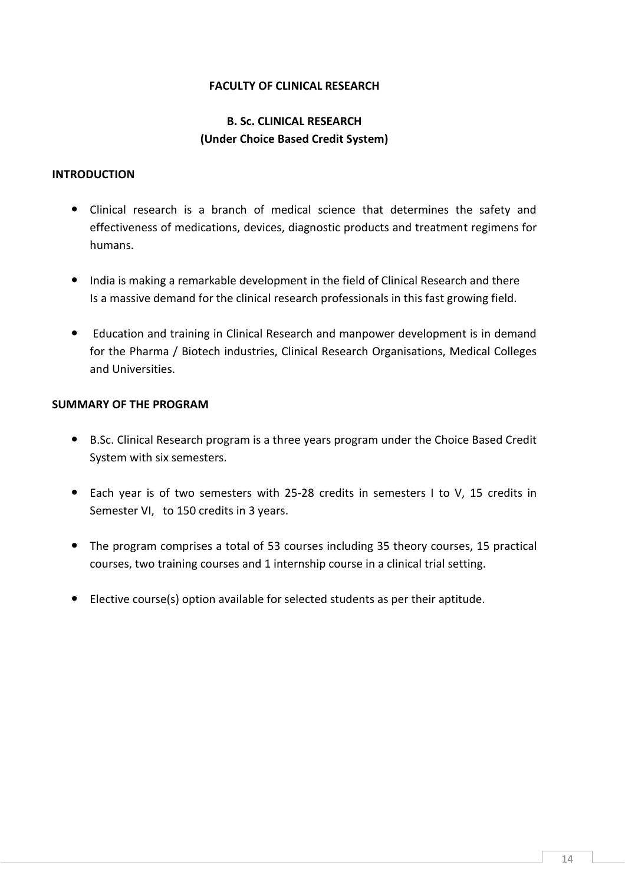**FACULTY OF CLINICAL RESEARCH**

**B. Sc. CLINICAL RESEARCH**
**(Under Choice Based Credit System)**

**INTRODUCTION**

- Clinical research is a branch of medical science that determines the safety and effectiveness of medications, devices, diagnostic products and treatment regimens for humans.

- India is making a remarkable development in the field of Clinical Research and there Is a massive demand for the clinical research professionals in this fast growing field.

- Education and training in Clinical Research and manpower development is in demand for the Pharma / Biotech industries, Clinical Research Organisations, Medical Colleges and Universities.

**SUMMARY OF THE PROGRAM**

- B.Sc. Clinical Research program is a three years program under the Choice Based Credit System with six semesters.

- Each year is of two semesters with 25-28 credits in semesters I to V, 15 credits in Semester VI, to 150 credits in 3 years.

- The program comprises a total of 53 courses including 35 theory courses, 15 practical courses, two training courses and 1 internship course in a clinical trial setting.

- Elective course(s) option available for selected students as per their aptitude.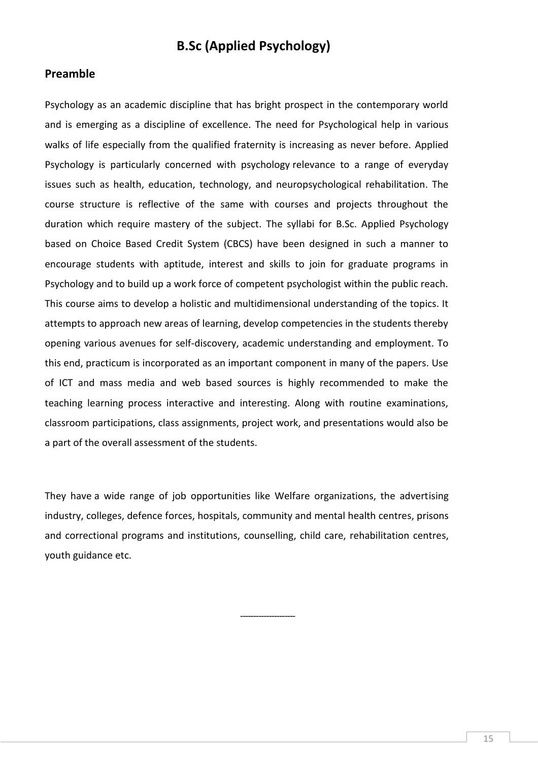# B.Sc (Applied Psychology)

## Preamble

Psychology as an academic discipline that has bright prospect in the contemporary world and is emerging as a discipline of excellence. The need for Psychological help in various walks of life especially from the qualified fraternity is increasing as never before. Applied Psychology is particularly concerned with psychology relevance to a range of everyday issues such as health, education, technology, and neuropsychological rehabilitation. The course structure is reflective of the same with courses and projects throughout the duration which require mastery of the subject. The syllabi for B.Sc. Applied Psychology based on Choice Based Credit System (CBCS) have been designed in such a manner to encourage students with aptitude, interest and skills to join for graduate programs in Psychology and to build up a work force of competent psychologist within the public reach. This course aims to develop a holistic and multidimensional understanding of the topics. It attempts to approach new areas of learning, develop competencies in the students thereby opening various avenues for self-discovery, academic understanding and employment. To this end, practicum is incorporated as an important component in many of the papers. Use of ICT and mass media and web based sources is highly recommended to make the teaching learning process interactive and interesting. Along with routine examinations, classroom participations, class assignments, project work, and presentations would also be a part of the overall assessment of the students.

They have a wide range of job opportunities like Welfare organizations, the advertising industry, colleges, defence forces, hospitals, community and mental health centres, prisons and correctional programs and institutions, counselling, child care, rehabilitation centres, youth guidance etc.

---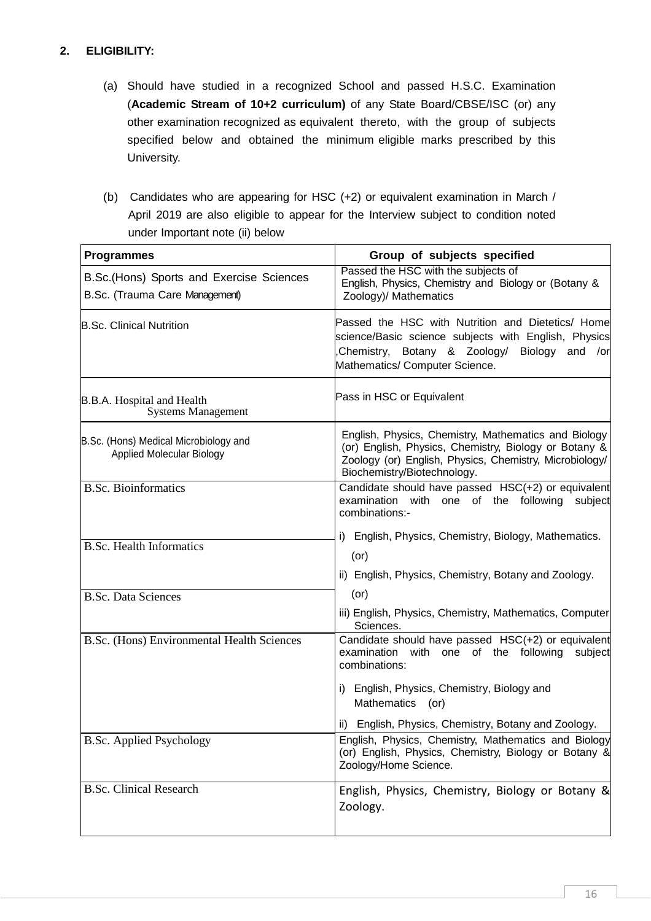## 2. ELIGIBILITY:

(a) Should have studied in a recognized School and passed H.S.C. Examination (**Academic Stream of 10+2 curriculum)** of any State Board/CBSE/ISC (or) any other examination recognized as equivalent thereto, with the group of subjects specified below and obtained the minimum eligible marks prescribed by this University.

(b) Candidates who are appearing for HSC (+2) or equivalent examination in March / April 2019 are also eligible to appear for the Interview subject to condition noted under Important note (ii) below

| Programmes | Group of subjects specified |
|---|---|
| B.Sc.(Hons) Sports and Exercise Sciences<br>B.Sc. (Trauma Care Management) | Passed the HSC with the subjects of English, Physics, Chemistry and Biology or (Botany & Zoology)/ Mathematics |
| B.Sc. Clinical Nutrition | Passed the HSC with Nutrition and Dietetics/ Home science/Basic science subjects with English, Physics ,Chemistry, Botany & Zoology/ Biology and /or Mathematics/ Computer Science. |
| B.B.A. Hospital and Health Systems Management | Pass in HSC or Equivalent |
| B.Sc. (Hons) Medical Microbiology and Applied Molecular Biology | English, Physics, Chemistry, Mathematics and Biology (or) English, Physics, Chemistry, Biology or Botany & Zoology (or) English, Physics, Chemistry, Microbiology/ Biochemistry/Biotechnology. |
| B.Sc. Bioinformatics<br>B.Sc. Health Informatics<br>B.Sc. Data Sciences | Candidate should have passed HSC(+2) or equivalent examination with one of the following subject combinations:-<br>i) English, Physics, Chemistry, Biology, Mathematics.<br>(or)<br>ii) English, Physics, Chemistry, Botany and Zoology.<br>(or)<br>iii) English, Physics, Chemistry, Mathematics, Computer Sciences. |
| B.Sc. (Hons) Environmental Health Sciences | Candidate should have passed HSC(+2) or equivalent examination with one of the following subject combinations:<br>i) English, Physics, Chemistry, Biology and Mathematics (or)<br>ii) English, Physics, Chemistry, Botany and Zoology. |
| B.Sc. Applied Psychology | English, Physics, Chemistry, Mathematics and Biology (or) English, Physics, Chemistry, Biology or Botany & Zoology/Home Science. |
| B.Sc. Clinical Research | English, Physics, Chemistry, Biology or Botany & Zoology. |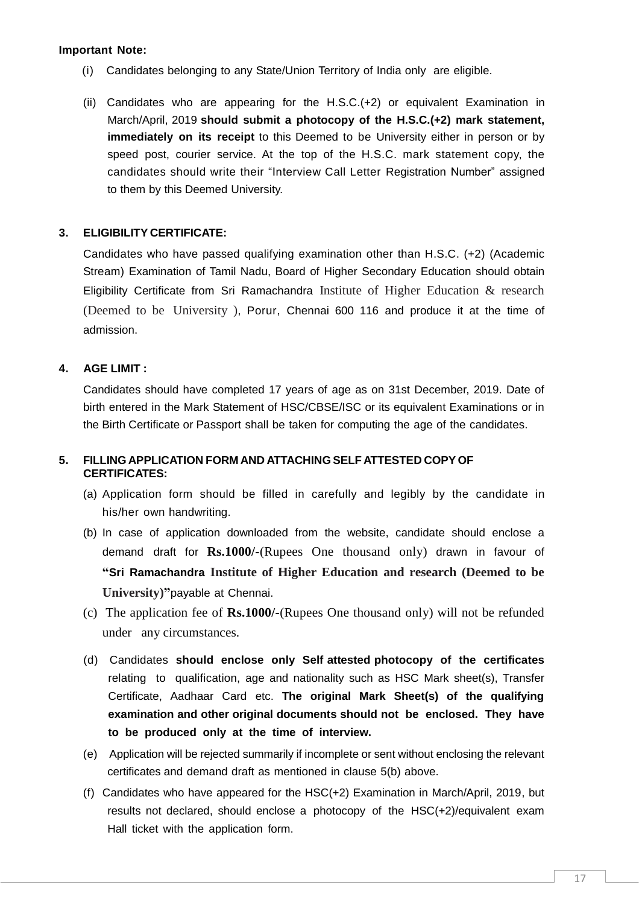**Important Note:**

(i) Candidates belonging to any State/Union Territory of India only are eligible.

(ii) Candidates who are appearing for the H.S.C.(+2) or equivalent Examination in March/April, 2019 **should submit a photocopy of the H.S.C.(+2) mark statement, immediately on its receipt** to this Deemed to be University either in person or by speed post, courier service. At the top of the H.S.C. mark statement copy, the candidates should write their "Interview Call Letter Registration Number" assigned to them by this Deemed University.

**3. ELIGIBILITY CERTIFICATE:**

Candidates who have passed qualifying examination other than H.S.C. (+2) (Academic Stream) Examination of Tamil Nadu, Board of Higher Secondary Education should obtain Eligibility Certificate from Sri Ramachandra Institute of Higher Education & research (Deemed to be University ), Porur, Chennai 600 116 and produce it at the time of admission.

**4. AGE LIMIT :**

Candidates should have completed 17 years of age as on 31st December, 2019. Date of birth entered in the Mark Statement of HSC/CBSE/ISC or its equivalent Examinations or in the Birth Certificate or Passport shall be taken for computing the age of the candidates.

**5. FILLING APPLICATION FORM AND ATTACHING SELF ATTESTED COPY OF CERTIFICATES:**

(a) Application form should be filled in carefully and legibly by the candidate in his/her own handwriting.

(b) In case of application downloaded from the website, candidate should enclose a demand draft for **Rs.1000/-**(Rupees One thousand only) drawn in favour of **"Sri Ramachandra Institute of Higher Education and research (Deemed to be University)"**payable at Chennai.

(c) The application fee of **Rs.1000/-**(Rupees One thousand only) will not be refunded under any circumstances.

(d) Candidates **should enclose only Self attested photocopy of the certificates** relating to qualification, age and nationality such as HSC Mark sheet(s), Transfer Certificate, Aadhaar Card etc. **The original Mark Sheet(s) of the qualifying examination and other original documents should not be enclosed. They have to be produced only at the time of interview.**

(e) Application will be rejected summarily if incomplete or sent without enclosing the relevant certificates and demand draft as mentioned in clause 5(b) above.

(f) Candidates who have appeared for the HSC(+2) Examination in March/April, 2019, but results not declared, should enclose a photocopy of the HSC(+2)/equivalent exam Hall ticket with the application form.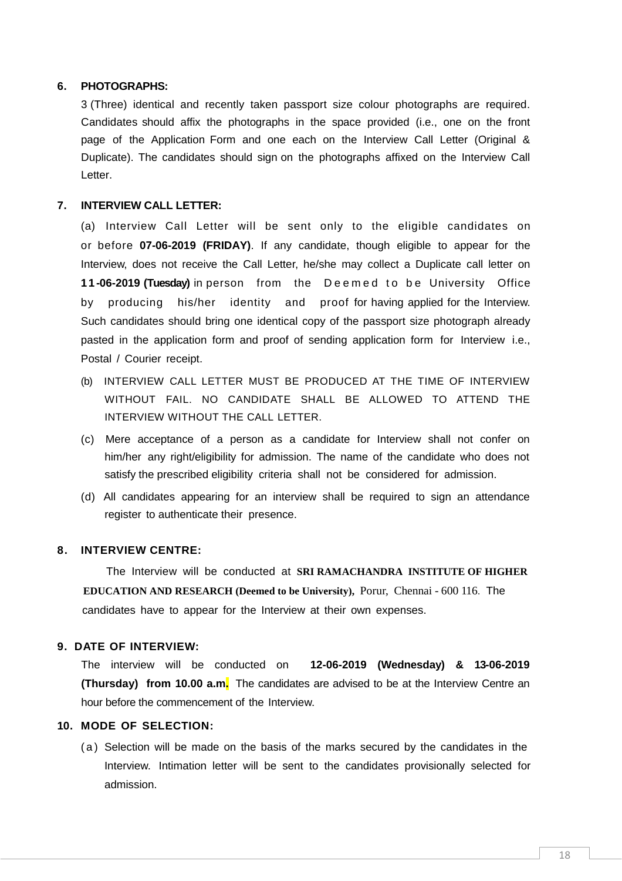**6. PHOTOGRAPHS:**

3 (Three) identical and recently taken passport size colour photographs are required. Candidates should affix the photographs in the space provided (i.e., one on the front page of the Application Form and one each on the Interview Call Letter (Original & Duplicate). The candidates should sign on the photographs affixed on the Interview Call Letter.

**7. INTERVIEW CALL LETTER:**

(a) Interview Call Letter will be sent only to the eligible candidates on or before **07-06-2019 (FRIDAY)**. If any candidate, though eligible to appear for the Interview, does not receive the Call Letter, he/she may collect a Duplicate call letter on **11-06-2019 (Tuesday)** in person from the Deemed to be University Office by producing his/her identity and proof for having applied for the Interview. Such candidates should bring one identical copy of the passport size photograph already pasted in the application form and proof of sending application form for Interview i.e., Postal / Courier receipt.

(b) INTERVIEW CALL LETTER MUST BE PRODUCED AT THE TIME OF INTERVIEW WITHOUT FAIL. NO CANDIDATE SHALL BE ALLOWED TO ATTEND THE INTERVIEW WITHOUT THE CALL LETTER.

(c) Mere acceptance of a person as a candidate for Interview shall not confer on him/her any right/eligibility for admission. The name of the candidate who does not satisfy the prescribed eligibility criteria shall not be considered for admission.

(d) All candidates appearing for an interview shall be required to sign an attendance register to authenticate their presence.

**8. INTERVIEW CENTRE:**

The Interview will be conducted at **SRI RAMACHANDRA INSTITUTE OF HIGHER EDUCATION AND RESEARCH (Deemed to be University),** Porur, Chennai - 600 116. The candidates have to appear for the Interview at their own expenses.

**9. DATE OF INTERVIEW:**

The interview will be conducted on **12-06-2019 (Wednesday) & 13-06-2019 (Thursday) from 10.00 a.m.** The candidates are advised to be at the Interview Centre an hour before the commencement of the Interview.

**10. MODE OF SELECTION:**

(a) Selection will be made on the basis of the marks secured by the candidates in the Interview. Intimation letter will be sent to the candidates provisionally selected for admission.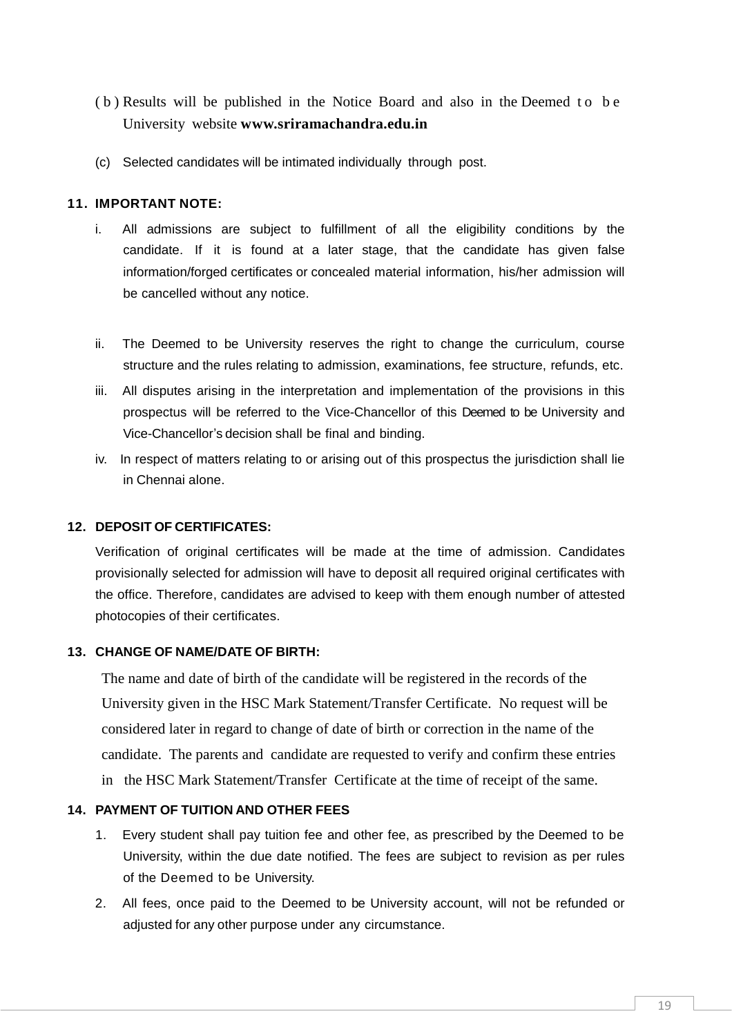(b) Results will be published in the Notice Board and also in the Deemed to be University website **www.sriramachandra.edu.in**

(c) Selected candidates will be intimated individually through post.

### 11. IMPORTANT NOTE:

i. All admissions are subject to fulfillment of all the eligibility conditions by the candidate. If it is found at a later stage, that the candidate has given false information/forged certificates or concealed material information, his/her admission will be cancelled without any notice.

ii. The Deemed to be University reserves the right to change the curriculum, course structure and the rules relating to admission, examinations, fee structure, refunds, etc.

iii. All disputes arising in the interpretation and implementation of the provisions in this prospectus will be referred to the Vice-Chancellor of this Deemed to be University and Vice-Chancellor's decision shall be final and binding.

iv. In respect of matters relating to or arising out of this prospectus the jurisdiction shall lie in Chennai alone.

### 12. DEPOSIT OF CERTIFICATES:

Verification of original certificates will be made at the time of admission. Candidates provisionally selected for admission will have to deposit all required original certificates with the office. Therefore, candidates are advised to keep with them enough number of attested photocopies of their certificates.

### 13. CHANGE OF NAME/DATE OF BIRTH:

The name and date of birth of the candidate will be registered in the records of the University given in the HSC Mark Statement/Transfer Certificate. No request will be considered later in regard to change of date of birth or correction in the name of the candidate. The parents and candidate are requested to verify and confirm these entries in the HSC Mark Statement/Transfer Certificate at the time of receipt of the same.

### 14. PAYMENT OF TUITION AND OTHER FEES

1. Every student shall pay tuition fee and other fee, as prescribed by the Deemed to be University, within the due date notified. The fees are subject to revision as per rules of the Deemed to be University.
2. All fees, once paid to the Deemed to be University account, will not be refunded or adjusted for any other purpose under any circumstance.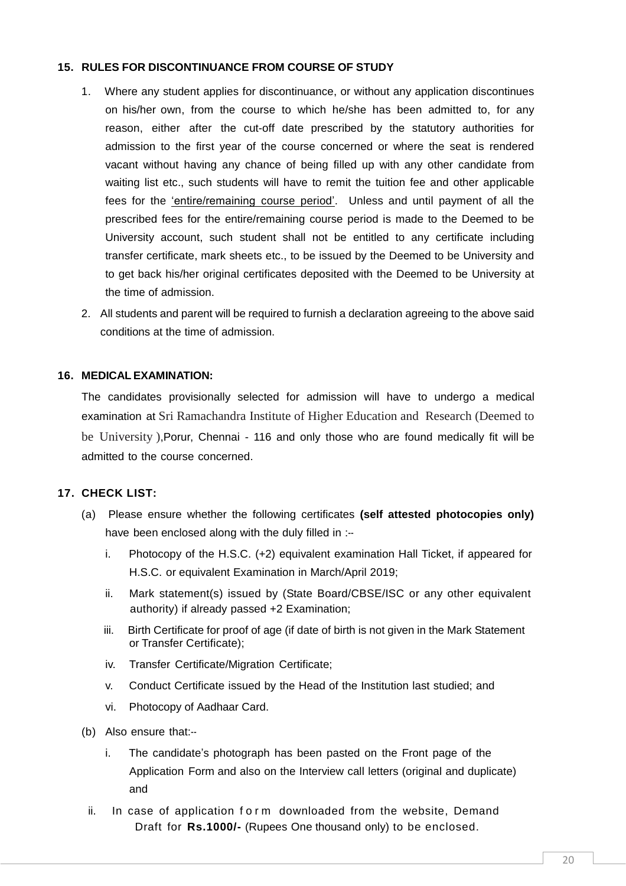## 15. RULES FOR DISCONTINUANCE FROM COURSE OF STUDY

1. Where any student applies for discontinuance, or without any application discontinues on his/her own, from the course to which he/she has been admitted to, for any reason, either after the cut-off date prescribed by the statutory authorities for admission to the first year of the course concerned or where the seat is rendered vacant without having any chance of being filled up with any other candidate from waiting list etc., such students will have to remit the tuition fee and other applicable fees for the 'entire/remaining course period'. Unless and until payment of all the prescribed fees for the entire/remaining course period is made to the Deemed to be University account, such student shall not be entitled to any certificate including transfer certificate, mark sheets etc., to be issued by the Deemed to be University and to get back his/her original certificates deposited with the Deemed to be University at the time of admission.
2. All students and parent will be required to furnish a declaration agreeing to the above said conditions at the time of admission.

## 16. MEDICAL EXAMINATION:

The candidates provisionally selected for admission will have to undergo a medical examination at Sri Ramachandra Institute of Higher Education and Research (Deemed to be University ),Porur, Chennai - 116 and only those who are found medically fit will be admitted to the course concerned.

## 17. CHECK LIST:

(a) Please ensure whether the following certificates **(self attested photocopies only)** have been enclosed along with the duly filled in :--

- i. Photocopy of the H.S.C. (+2) equivalent examination Hall Ticket, if appeared for H.S.C. or equivalent Examination in March/April 2019;
- ii. Mark statement(s) issued by (State Board/CBSE/ISC or any other equivalent authority) if already passed +2 Examination;
- iii. Birth Certificate for proof of age (if date of birth is not given in the Mark Statement or Transfer Certificate);
- iv. Transfer Certificate/Migration Certificate;
- v. Conduct Certificate issued by the Head of the Institution last studied; and
- vi. Photocopy of Aadhaar Card.

(b) Also ensure that:--

- i. The candidate's photograph has been pasted on the Front page of the Application Form and also on the Interview call letters (original and duplicate) and
- ii. In case of application form downloaded from the website, Demand Draft for **Rs.1000/-** (Rupees One thousand only) to be enclosed.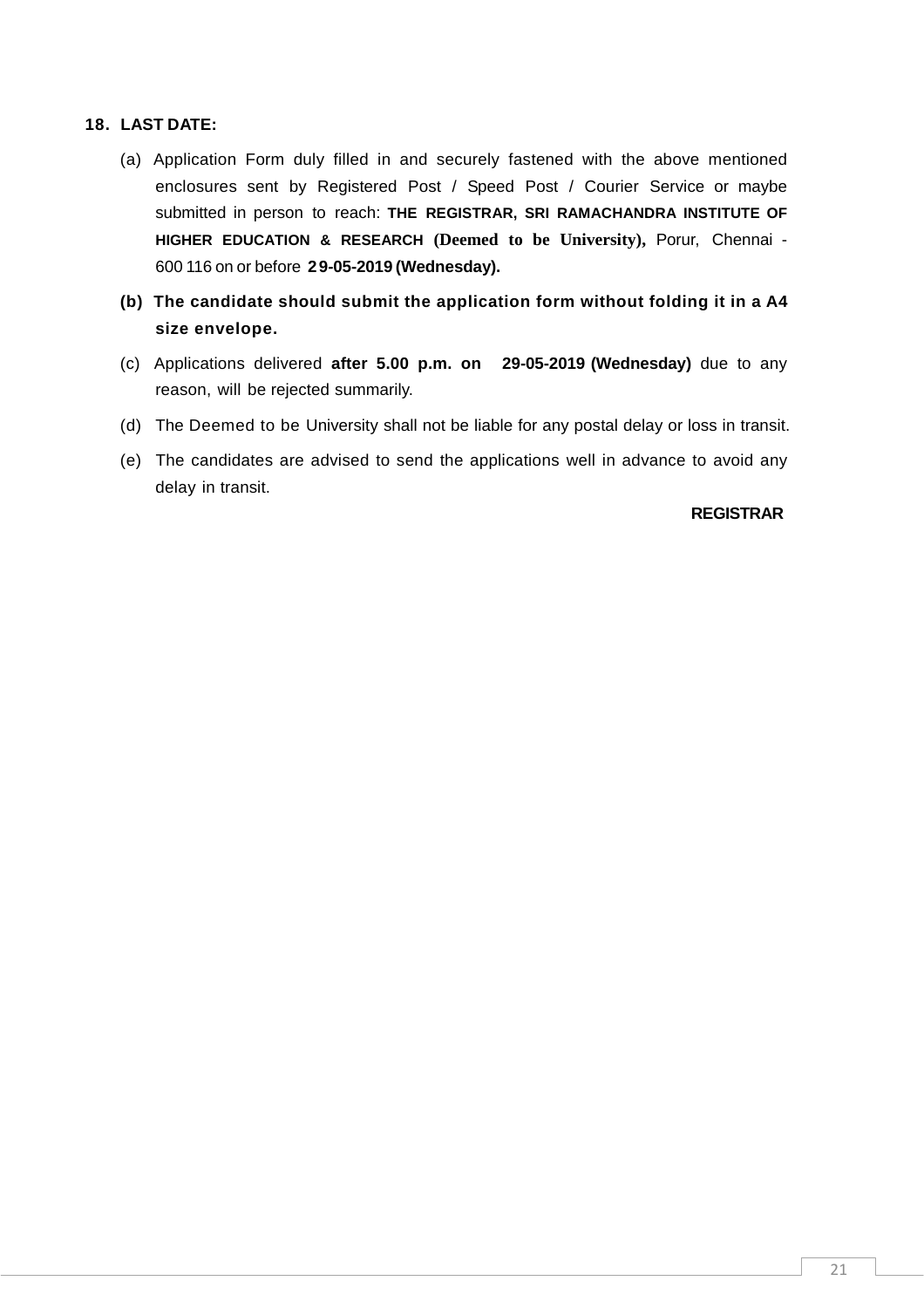**18. LAST DATE:**

(a) Application Form duly filled in and securely fastened with the above mentioned enclosures sent by Registered Post / Speed Post / Courier Service or maybe submitted in person to reach: **THE REGISTRAR, SRI RAMACHANDRA INSTITUTE OF HIGHER EDUCATION & RESEARCH (Deemed to be University),** Porur, Chennai - 600 116 on or before **29-05-2019 (Wednesday).**

**(b) The candidate should submit the application form without folding it in a A4 size envelope.**

(c) Applications delivered **after 5.00 p.m. on 29-05-2019 (Wednesday)** due to any reason, will be rejected summarily.

(d) The Deemed to be University shall not be liable for any postal delay or loss in transit.

(e) The candidates are advised to send the applications well in advance to avoid any delay in transit.

**REGISTRAR**